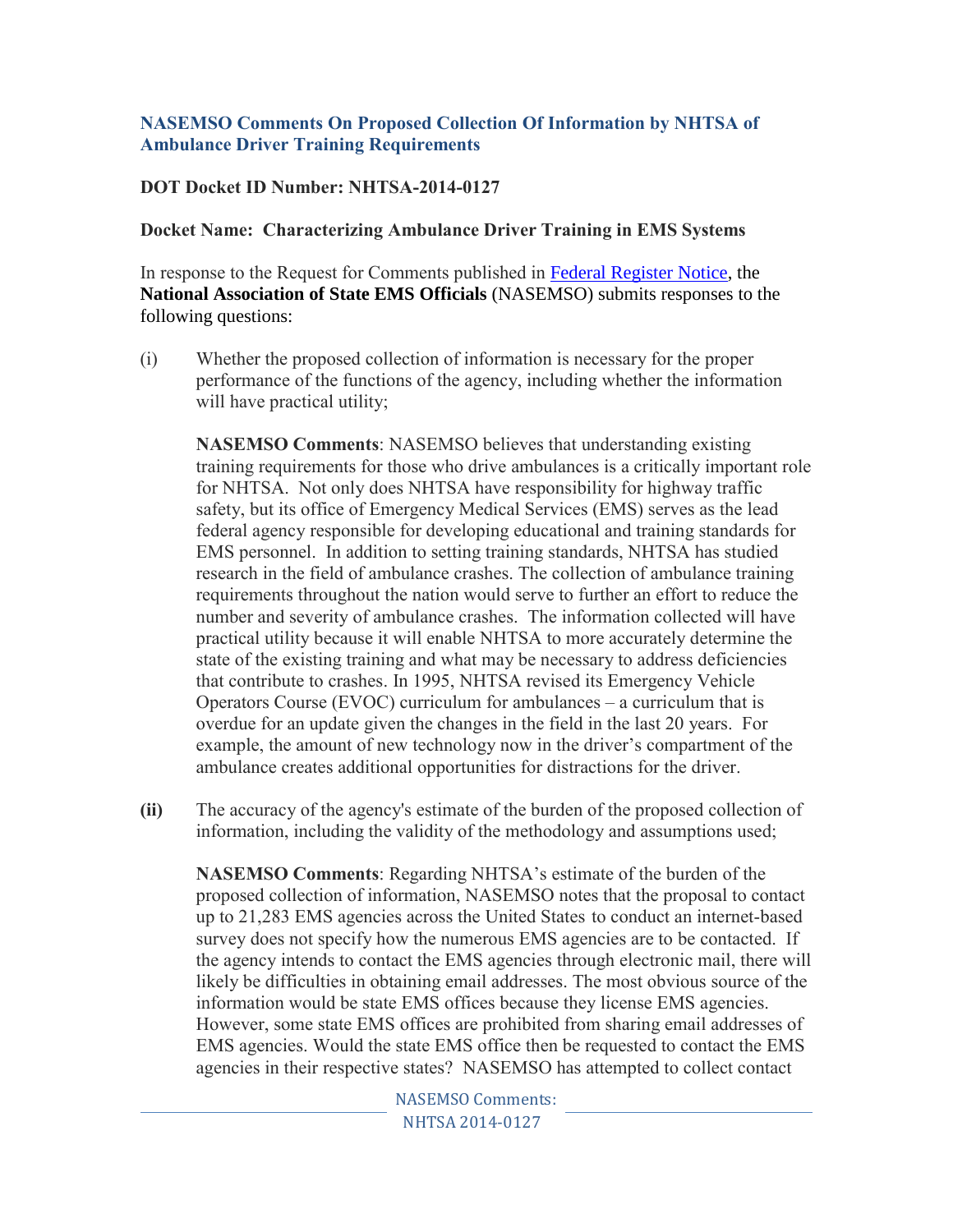**NASEMSO Comments On Proposed Collection Of Information by NHTSA of Ambulance Driver Training Requirements**

**DOT Docket ID Number: NHTSA-2014-0127**

**Docket Name: Characterizing Ambulance Driver Training in EMS Systems**

In response to the Request for Comments published in [Federal Register Notice](), the **National Association of State EMS Officials** (NASEMSO) submits responses to the following questions:

(i) Whether the proposed collection of information is necessary for the proper performance of the functions of the agency, including whether the information will have practical utility;

**NASEMSO Comments**: NASEMSO believes that understanding existing training requirements for those who drive ambulances is a critically important role for NHTSA. Not only does NHTSA have responsibility for highway traffic safety, but its office of Emergency Medical Services (EMS) serves as the lead federal agency responsible for developing educational and training standards for EMS personnel. In addition to setting training standards, NHTSA has studied research in the field of ambulance crashes. The collection of ambulance training requirements throughout the nation would serve to further an effort to reduce the number and severity of ambulance crashes. The information collected will have practical utility because it will enable NHTSA to more accurately determine the state of the existing training and what may be necessary to address deficiencies that contribute to crashes. In 1995, NHTSA revised its Emergency Vehicle Operators Course (EVOC) curriculum for ambulances – a curriculum that is overdue for an update given the changes in the field in the last 20 years. For example, the amount of new technology now in the driver's compartment of the ambulance creates additional opportunities for distractions for the driver.

**(ii)** The accuracy of the agency's estimate of the burden of the proposed collection of information, including the validity of the methodology and assumptions used;

**NASEMSO Comments**: Regarding NHTSA's estimate of the burden of the proposed collection of information, NASEMSO notes that the proposal to contact up to 21,283 EMS agencies across the United States to conduct an internet-based survey does not specify how the numerous EMS agencies are to be contacted. If the agency intends to contact the EMS agencies through electronic mail, there will likely be difficulties in obtaining email addresses. The most obvious source of the information would be state EMS offices because they license EMS agencies. However, some state EMS offices are prohibited from sharing email addresses of EMS agencies. Would the state EMS office then be requested to contact the EMS agencies in their respective states? NASEMSO has attempted to collect contact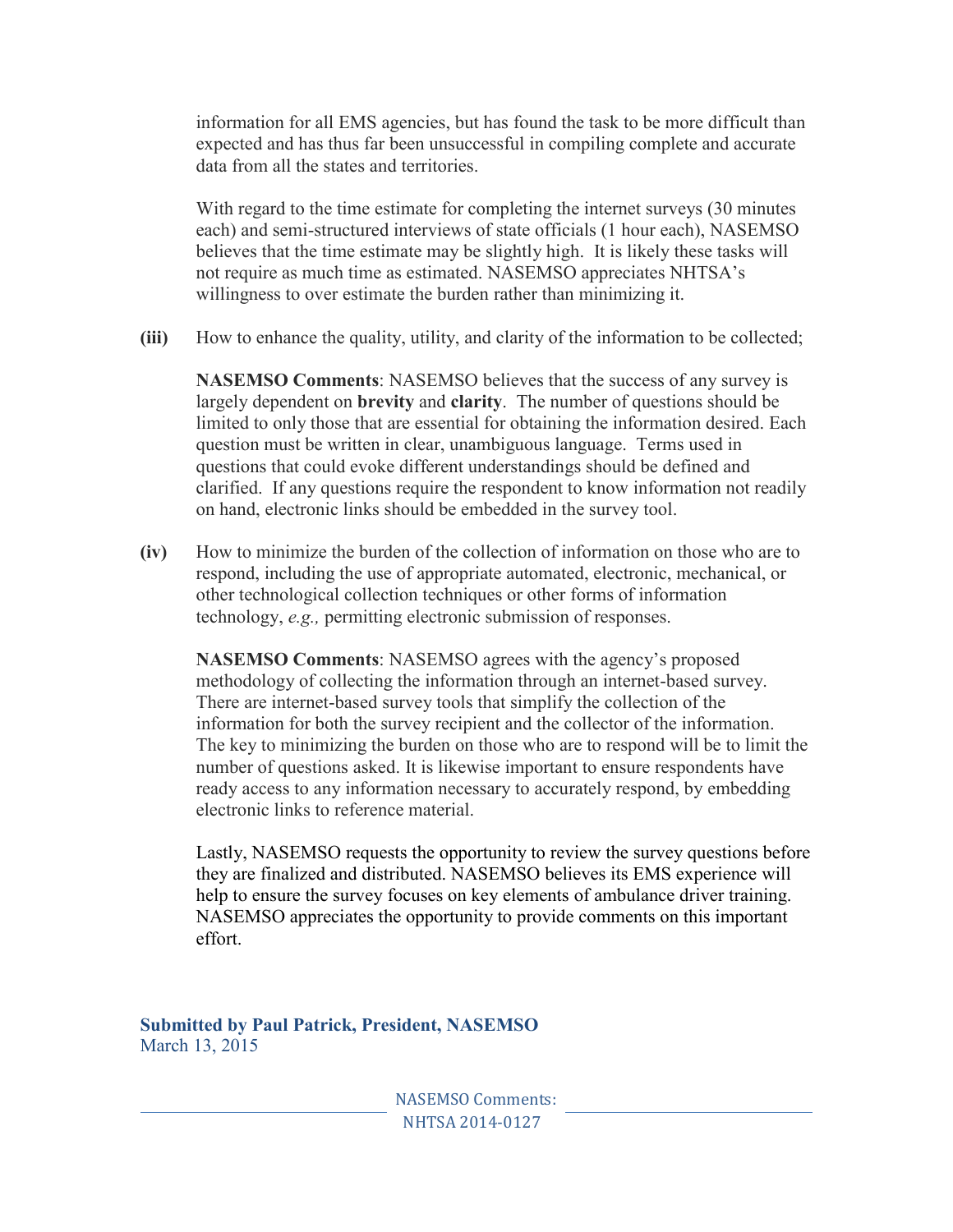information for all EMS agencies, but has found the task to be more difficult than expected and has thus far been unsuccessful in compiling complete and accurate data from all the states and territories.

With regard to the time estimate for completing the internet surveys (30 minutes each) and semi-structured interviews of state officials (1 hour each), NASEMSO believes that the time estimate may be slightly high. It is likely these tasks will not require as much time as estimated. NASEMSO appreciates NHTSA's willingness to over estimate the burden rather than minimizing it.

**(iii)** How to enhance the quality, utility, and clarity of the information to be collected;

**NASEMSO Comments**: NASEMSO believes that the success of any survey is largely dependent on **brevity** and **clarity**. The number of questions should be limited to only those that are essential for obtaining the information desired. Each question must be written in clear, unambiguous language. Terms used in questions that could evoke different understandings should be defined and clarified. If any questions require the respondent to know information not readily on hand, electronic links should be embedded in the survey tool.

**(iv)** How to minimize the burden of the collection of information on those who are to respond, including the use of appropriate automated, electronic, mechanical, or other technological collection techniques or other forms of information technology, *e.g.,* permitting electronic submission of responses.

**NASEMSO Comments**: NASEMSO agrees with the agency's proposed methodology of collecting the information through an internet-based survey. There are internet-based survey tools that simplify the collection of the information for both the survey recipient and the collector of the information. The key to minimizing the burden on those who are to respond will be to limit the number of questions asked. It is likewise important to ensure respondents have ready access to any information necessary to accurately respond, by embedding electronic links to reference material.

Lastly, NASEMSO requests the opportunity to review the survey questions before they are finalized and distributed. NASEMSO believes its EMS experience will help to ensure the survey focuses on key elements of ambulance driver training. NASEMSO appreciates the opportunity to provide comments on this important effort.

**Submitted by Paul Patrick, President, NASEMSO**
March 13, 2015